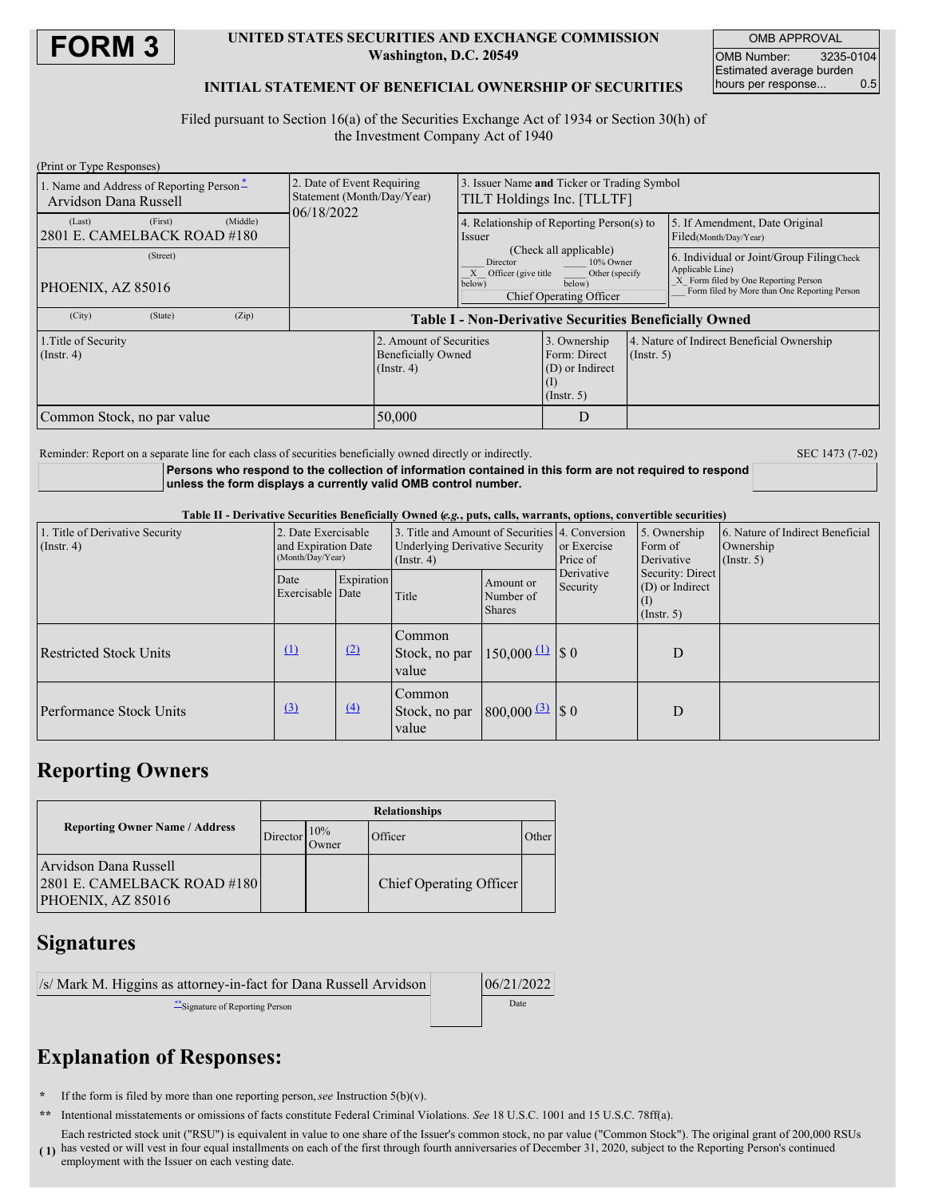# FORM 3

**UNITED STATES SECURITIES AND EXCHANGE COMMISSION**
**Washington, D.C. 20549**

**INITIAL STATEMENT OF BENEFICIAL OWNERSHIP OF SECURITIES**

| OMB APPROVAL | |
|---|---|
| OMB Number: | 3235-0104 |
| Estimated average burden hours per response... | 0.5 |

Filed pursuant to Section 16(a) of the Securities Exchange Act of 1934 or Section 30(h) of the Investment Company Act of 1940

(Print or Type Responses)

| 1. Name and Address of Reporting Person* | 2. Date of Event Requiring Statement (Month/Day/Year) | 3. Issuer Name **and** Ticker or Trading Symbol |
|---|---|---|
| Arvidson Dana Russell<br>(Last) (First) (Middle)<br>2801 E. CAMELBACK ROAD #180<br>(Street)<br>PHOENIX, AZ 85016<br>(City) (State) (Zip) | 06/18/2022 | TILT Holdings Inc. [TLLTF] |

4. Relationship of Reporting Person(s) to Issuer (Check all applicable)
___ Director ___ 10% Owner
_X_ Officer (give title below) ___ Other (specify below)
Chief Operating Officer

5. If Amendment, Date Original Filed(Month/Day/Year)

6. Individual or Joint/Group Filing(Check Applicable Line)
_X_ Form filed by One Reporting Person
___ Form filed by More than One Reporting Person

**Table I - Non-Derivative Securities Beneficially Owned**

| 1.Title of Security (Instr. 4) | 2. Amount of Securities Beneficially Owned (Instr. 4) | 3. Ownership Form: Direct (D) or Indirect (I) (Instr. 5) | 4. Nature of Indirect Beneficial Ownership (Instr. 5) |
|---|---|---|---|
| Common Stock, no par value | 50,000 | D | |

Reminder: Report on a separate line for each class of securities beneficially owned directly or indirectly.

SEC 1473 (7-02)

**Persons who respond to the collection of information contained in this form are not required to respond unless the form displays a currently valid OMB control number.**

**Table II - Derivative Securities Beneficially Owned (*e.g.*, puts, calls, warrants, options, convertible securities)**

| 1. Title of Derivative Security (Instr. 4) | 2. Date Exercisable and Expiration Date (Month/Day/Year) | | 3. Title and Amount of Securities Underlying Derivative Security (Instr. 4) | | 4. Conversion or Exercise Price of Derivative Security | 5. Ownership Form of Derivative Security: Direct (D) or Indirect (I) (Instr. 5) | 6. Nature of Indirect Beneficial Ownership (Instr. 5) |
|---|---|---|---|---|---|---|---|
| | Date Exercisable | Expiration Date | Title | Amount or Number of Shares | | | |
| Restricted Stock Units | (1) | (2) | Common Stock, no par value | 150,000 (1) | $ 0 | D | |
| Performance Stock Units | (3) | (4) | Common Stock, no par value | 800,000 (3) | $ 0 | D | |

## Reporting Owners

| Reporting Owner Name / Address | Relationships | | | |
|---|---|---|---|---|
| | Director | 10% Owner | Officer | Other |
| Arvidson Dana Russell<br>2801 E. CAMELBACK ROAD #180<br>PHOENIX, AZ 85016 | | | Chief Operating Officer | |

## Signatures

| /s/ Mark M. Higgins as attorney-in-fact for Dana Russell Arvidson | 06/21/2022 |
|---|---|
| **Signature of Reporting Person | Date |

## Explanation of Responses:

\* If the form is filed by more than one reporting person, *see* Instruction 5(b)(v).

** Intentional misstatements or omissions of facts constitute Federal Criminal Violations. *See* 18 U.S.C. 1001 and 15 U.S.C. 78ff(a).

(1) Each restricted stock unit ("RSU") is equivalent in value to one share of the Issuer's common stock, no par value ("Common Stock"). The original grant of 200,000 RSUs has vested or will vest in four equal installments on each of the first through fourth anniversaries of December 31, 2020, subject to the Reporting Person's continued employment with the Issuer on each vesting date.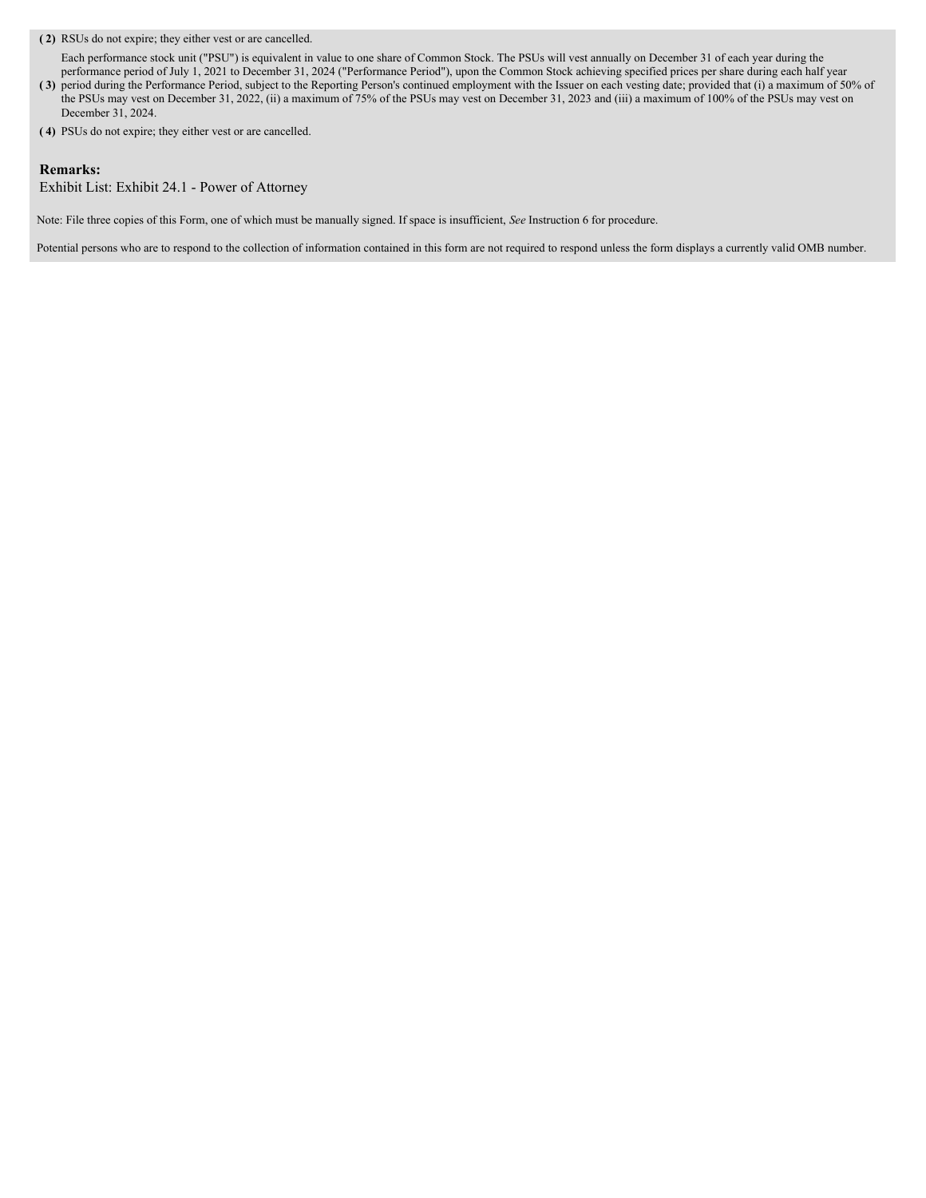**( 2)** RSUs do not expire; they either vest or are cancelled.

**( 3)** Each performance stock unit ("PSU") is equivalent in value to one share of Common Stock. The PSUs will vest annually on December 31 of each year during the performance period of July 1, 2021 to December 31, 2024 ("Performance Period"), upon the Common Stock achieving specified prices per share during each half year period during the Performance Period, subject to the Reporting Person's continued employment with the Issuer on each vesting date; provided that (i) a maximum of 50% of the PSUs may vest on December 31, 2022, (ii) a maximum of 75% of the PSUs may vest on December 31, 2023 and (iii) a maximum of 100% of the PSUs may vest on December 31, 2024.

**( 4)** PSUs do not expire; they either vest or are cancelled.

**Remarks:**

Exhibit List: Exhibit 24.1 - Power of Attorney

Note: File three copies of this Form, one of which must be manually signed. If space is insufficient, *See* Instruction 6 for procedure.

Potential persons who are to respond to the collection of information contained in this form are not required to respond unless the form displays a currently valid OMB number.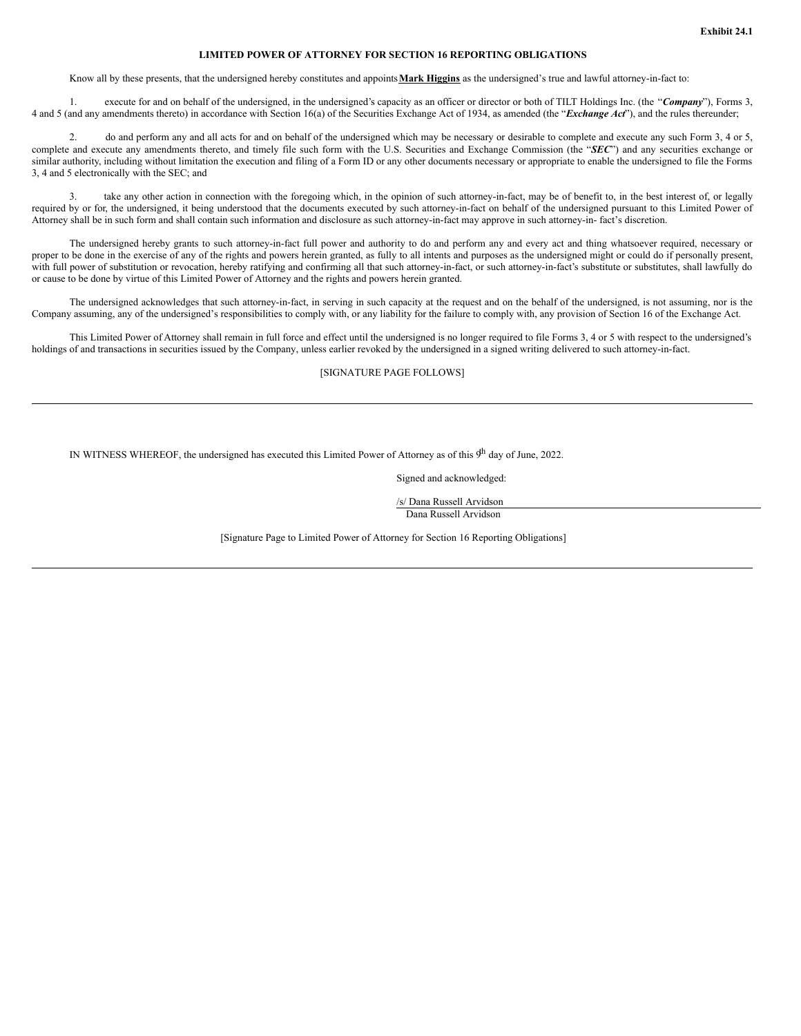Exhibit 24.1

**LIMITED POWER OF ATTORNEY FOR SECTION 16 REPORTING OBLIGATIONS**

Know all by these presents, that the undersigned hereby constitutes and appoints **Mark Higgins** as the undersigned's true and lawful attorney-in-fact to:

1. execute for and on behalf of the undersigned, in the undersigned's capacity as an officer or director or both of TILT Holdings Inc. (the "***Company***"), Forms 3, 4 and 5 (and any amendments thereto) in accordance with Section 16(a) of the Securities Exchange Act of 1934, as amended (the "***Exchange Act***"), and the rules thereunder;

2. do and perform any and all acts for and on behalf of the undersigned which may be necessary or desirable to complete and execute any such Form 3, 4 or 5, complete and execute any amendments thereto, and timely file such form with the U.S. Securities and Exchange Commission (the "***SEC***") and any securities exchange or similar authority, including without limitation the execution and filing of a Form ID or any other documents necessary or appropriate to enable the undersigned to file the Forms 3, 4 and 5 electronically with the SEC; and

3. take any other action in connection with the foregoing which, in the opinion of such attorney-in-fact, may be of benefit to, in the best interest of, or legally required by or for, the undersigned, it being understood that the documents executed by such attorney-in-fact on behalf of the undersigned pursuant to this Limited Power of Attorney shall be in such form and shall contain such information and disclosure as such attorney-in-fact may approve in such attorney-in- fact's discretion.

The undersigned hereby grants to such attorney-in-fact full power and authority to do and perform any and every act and thing whatsoever required, necessary or proper to be done in the exercise of any of the rights and powers herein granted, as fully to all intents and purposes as the undersigned might or could do if personally present, with full power of substitution or revocation, hereby ratifying and confirming all that such attorney-in-fact, or such attorney-in-fact's substitute or substitutes, shall lawfully do or cause to be done by virtue of this Limited Power of Attorney and the rights and powers herein granted.

The undersigned acknowledges that such attorney-in-fact, in serving in such capacity at the request and on the behalf of the undersigned, is not assuming, nor is the Company assuming, any of the undersigned's responsibilities to comply with, or any liability for the failure to comply with, any provision of Section 16 of the Exchange Act.

This Limited Power of Attorney shall remain in full force and effect until the undersigned is no longer required to file Forms 3, 4 or 5 with respect to the undersigned's holdings of and transactions in securities issued by the Company, unless earlier revoked by the undersigned in a signed writing delivered to such attorney-in-fact.

[SIGNATURE PAGE FOLLOWS]

---

IN WITNESS WHEREOF, the undersigned has executed this Limited Power of Attorney as of this 9th day of June, 2022.

Signed and acknowledged:

/s/ Dana Russell Arvidson
Dana Russell Arvidson

[Signature Page to Limited Power of Attorney for Section 16 Reporting Obligations]